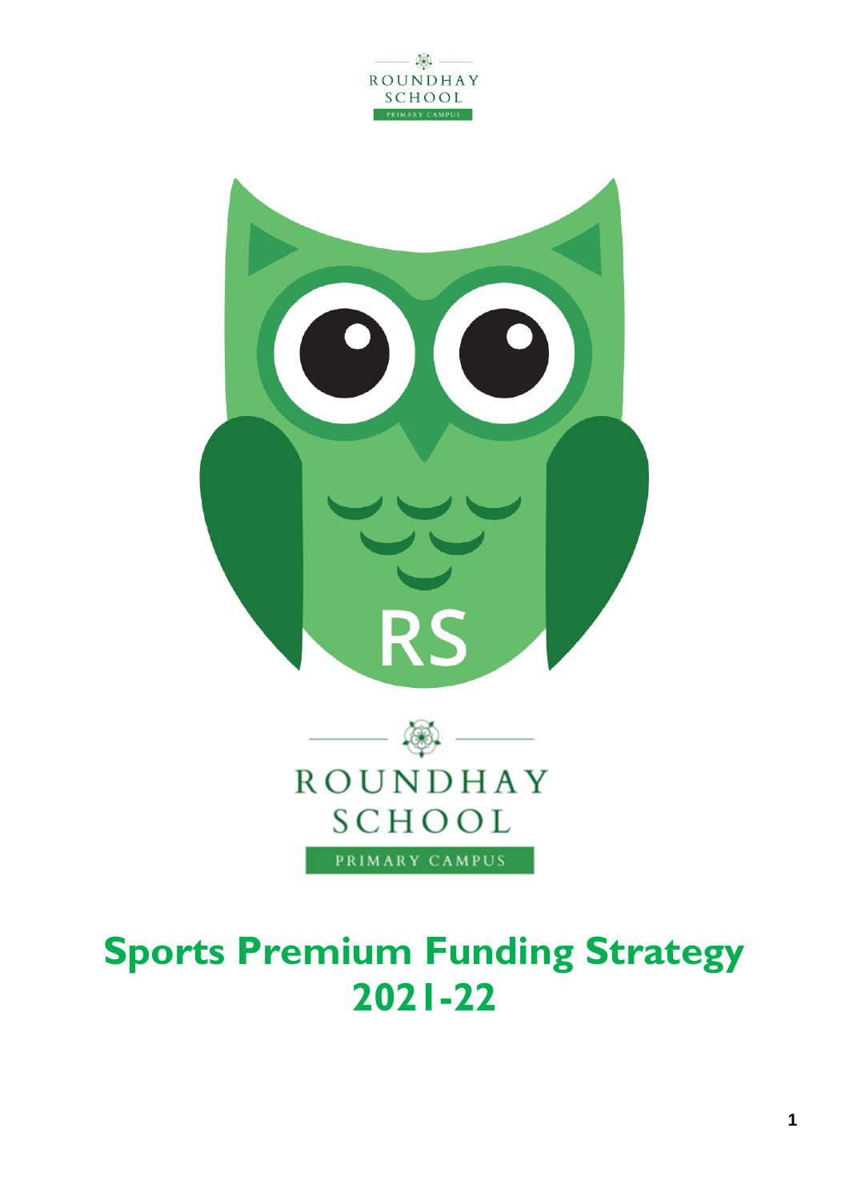ROUNDHAY SCHOOL
PRIMARY CAMPUS

RS

ROUNDHAY SCHOOL
PRIMARY CAMPUS

# Sports Premium Funding Strategy 2021-22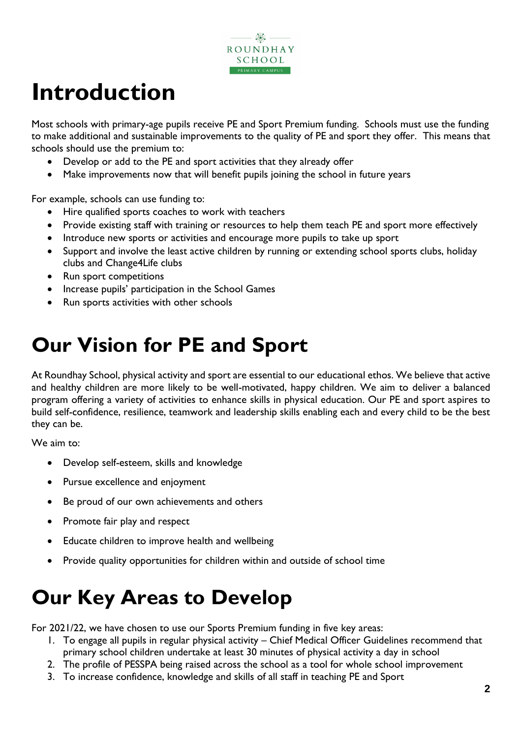# Introduction

Most schools with primary-age pupils receive PE and Sport Premium funding. Schools must use the funding to make additional and sustainable improvements to the quality of PE and sport they offer. This means that schools should use the premium to:

- Develop or add to the PE and sport activities that they already offer
- Make improvements now that will benefit pupils joining the school in future years

For example, schools can use funding to:

- Hire qualified sports coaches to work with teachers
- Provide existing staff with training or resources to help them teach PE and sport more effectively
- Introduce new sports or activities and encourage more pupils to take up sport
- Support and involve the least active children by running or extending school sports clubs, holiday clubs and Change4Life clubs
- Run sport competitions
- Increase pupils' participation in the School Games
- Run sports activities with other schools

# Our Vision for PE and Sport

At Roundhay School, physical activity and sport are essential to our educational ethos. We believe that active and healthy children are more likely to be well-motivated, happy children. We aim to deliver a balanced program offering a variety of activities to enhance skills in physical education. Our PE and sport aspires to build self-confidence, resilience, teamwork and leadership skills enabling each and every child to be the best they can be.

We aim to:

- Develop self-esteem, skills and knowledge
- Pursue excellence and enjoyment
- Be proud of our own achievements and others
- Promote fair play and respect
- Educate children to improve health and wellbeing
- Provide quality opportunities for children within and outside of school time

# Our Key Areas to Develop

For 2021/22, we have chosen to use our Sports Premium funding in five key areas:

1. To engage all pupils in regular physical activity – Chief Medical Officer Guidelines recommend that primary school children undertake at least 30 minutes of physical activity a day in school
2. The profile of PESSPA being raised across the school as a tool for whole school improvement
3. To increase confidence, knowledge and skills of all staff in teaching PE and Sport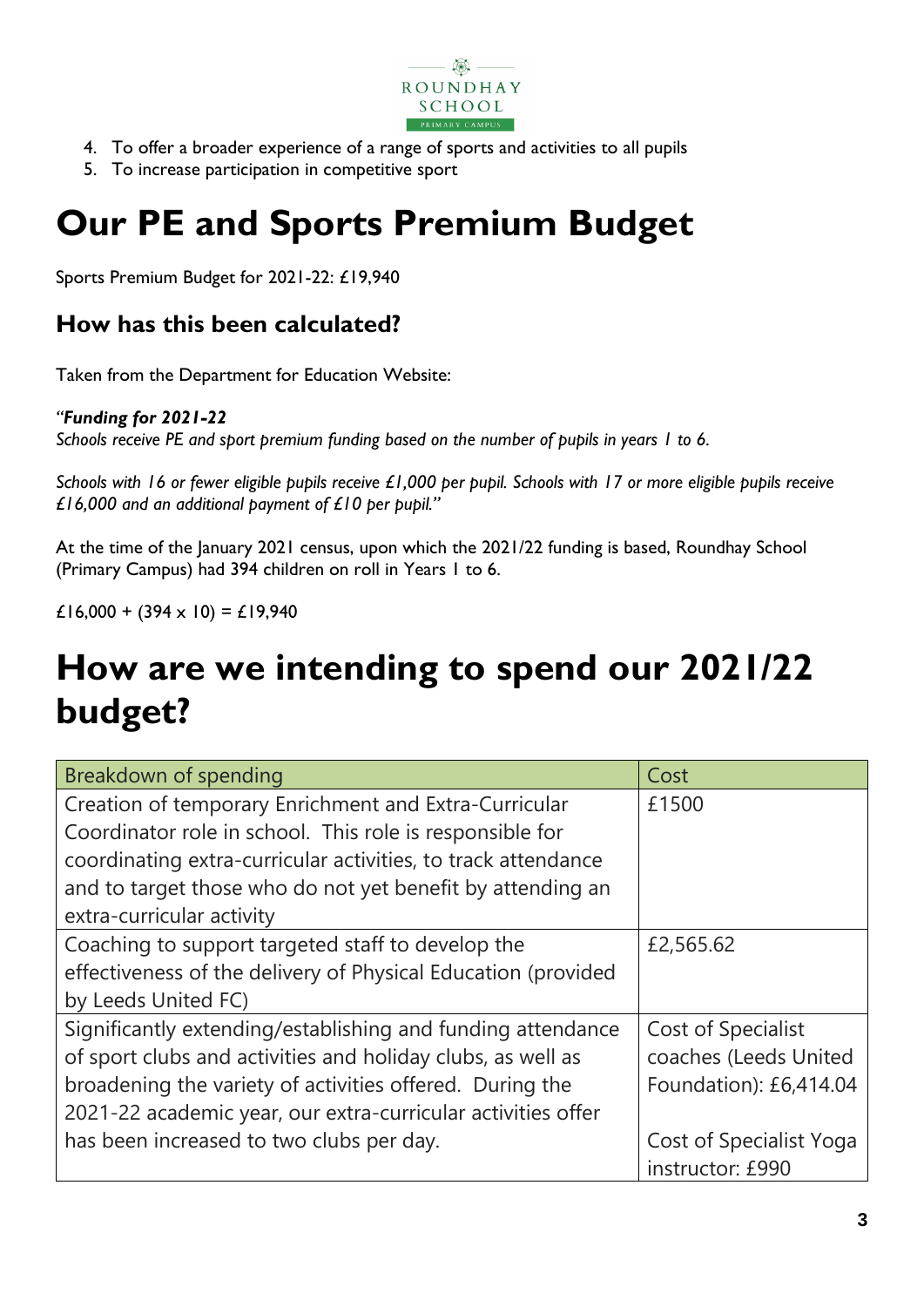4. To offer a broader experience of a range of sports and activities to all pupils
5. To increase participation in competitive sport

# Our PE and Sports Premium Budget

Sports Premium Budget for 2021-22: £19,940

## How has this been calculated?

Taken from the Department for Education Website:

*"**Funding for 2021-22***
*Schools receive PE and sport premium funding based on the number of pupils in years 1 to 6.*

*Schools with 16 or fewer eligible pupils receive £1,000 per pupil. Schools with 17 or more eligible pupils receive £16,000 and an additional payment of £10 per pupil."*

At the time of the January 2021 census, upon which the 2021/22 funding is based, Roundhay School (Primary Campus) had 394 children on roll in Years 1 to 6.

£16,000 + (394 x 10) = £19,940

# How are we intending to spend our 2021/22 budget?

| Breakdown of spending | Cost |
|---|---|
| Creation of temporary Enrichment and Extra-Curricular Coordinator role in school. This role is responsible for coordinating extra-curricular activities, to track attendance and to target those who do not yet benefit by attending an extra-curricular activity | £1500 |
| Coaching to support targeted staff to develop the effectiveness of the delivery of Physical Education (provided by Leeds United FC) | £2,565.62 |
| Significantly extending/establishing and funding attendance of sport clubs and activities and holiday clubs, as well as broadening the variety of activities offered. During the 2021-22 academic year, our extra-curricular activities offer has been increased to two clubs per day. | Cost of Specialist coaches (Leeds United Foundation): £6,414.04<br><br>Cost of Specialist Yoga instructor: £990 |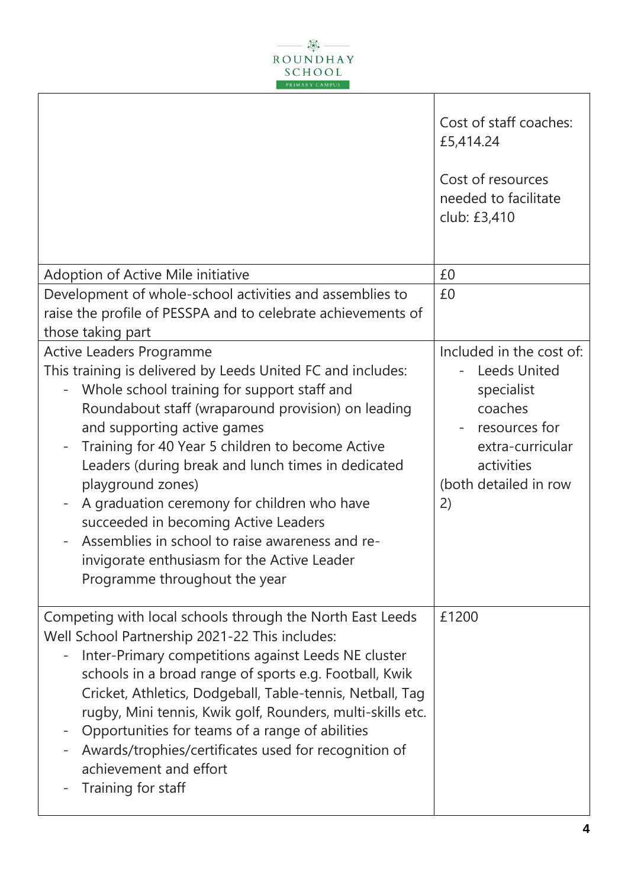| | |
|---|---|
| | Cost of staff coaches: £5,414.24<br><br>Cost of resources needed to facilitate club: £3,410 |
| Adoption of Active Mile initiative | £0 |
| Development of whole-school activities and assemblies to raise the profile of PESSPA and to celebrate achievements of those taking part | £0 |
| Active Leaders Programme<br>This training is delivered by Leeds United FC and includes:<br>- Whole school training for support staff and Roundabout staff (wraparound provision) on leading and supporting active games<br>- Training for 40 Year 5 children to become Active Leaders (during break and lunch times in dedicated playground zones)<br>- A graduation ceremony for children who have succeeded in becoming Active Leaders<br>- Assemblies in school to raise awareness and re-invigorate enthusiasm for the Active Leader Programme throughout the year | Included in the cost of:<br>- Leeds United specialist coaches<br>- resources for extra-curricular activities<br>(both detailed in row 2) |
| Competing with local schools through the North East Leeds Well School Partnership 2021-22 This includes:<br>- Inter-Primary competitions against Leeds NE cluster schools in a broad range of sports e.g. Football, Kwik Cricket, Athletics, Dodgeball, Table-tennis, Netball, Tag rugby, Mini tennis, Kwik golf, Rounders, multi-skills etc.<br>- Opportunities for teams of a range of abilities<br>- Awards/trophies/certificates used for recognition of achievement and effort<br>- Training for staff | £1200 |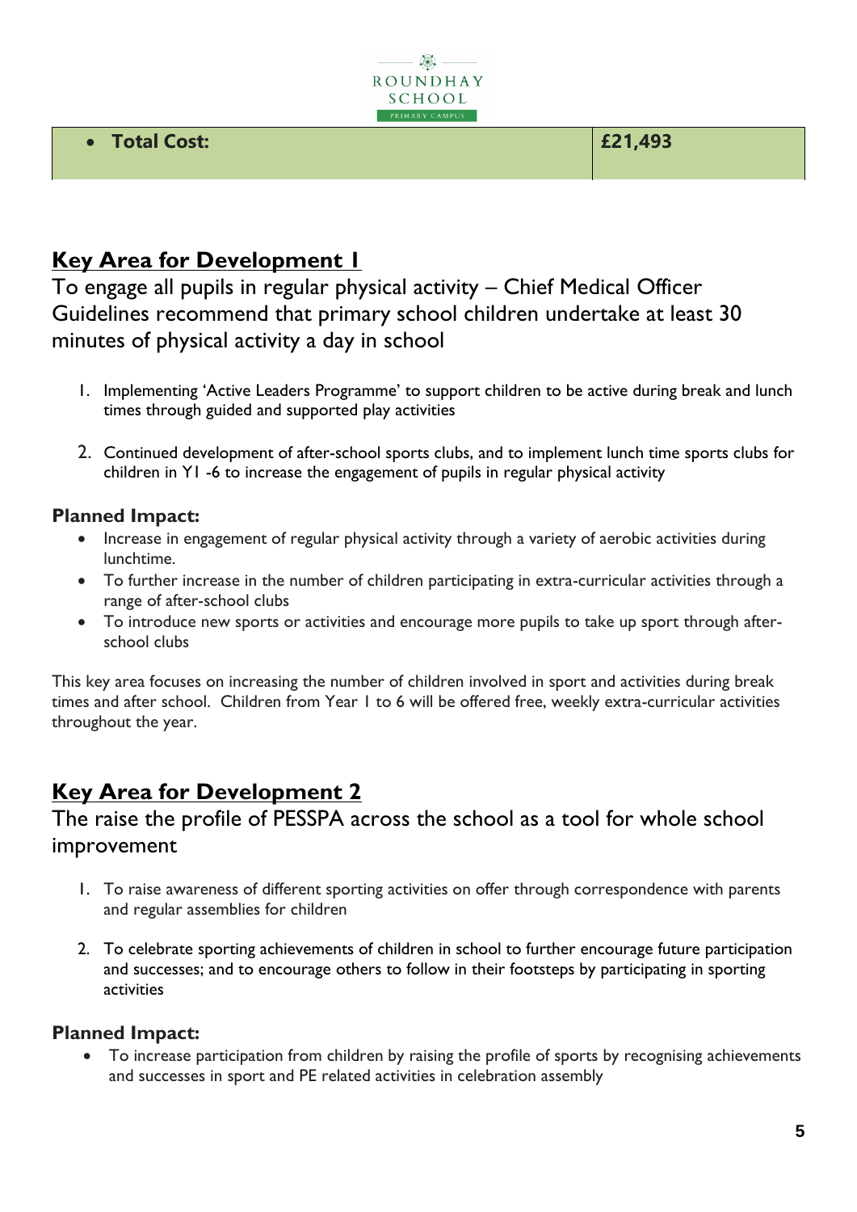| • **Total Cost:** | **£21,493** |
|---|---|

## Key Area for Development 1

To engage all pupils in regular physical activity – Chief Medical Officer Guidelines recommend that primary school children undertake at least 30 minutes of physical activity a day in school

1. Implementing 'Active Leaders Programme' to support children to be active during break and lunch times through guided and supported play activities

2. Continued development of after-school sports clubs, and to implement lunch time sports clubs for children in Y1 -6 to increase the engagement of pupils in regular physical activity

**Planned Impact:**

- Increase in engagement of regular physical activity through a variety of aerobic activities during lunchtime.
- To further increase in the number of children participating in extra-curricular activities through a range of after-school clubs
- To introduce new sports or activities and encourage more pupils to take up sport through after-school clubs

This key area focuses on increasing the number of children involved in sport and activities during break times and after school. Children from Year 1 to 6 will be offered free, weekly extra-curricular activities throughout the year.

## Key Area for Development 2

The raise the profile of PESSPA across the school as a tool for whole school improvement

1. To raise awareness of different sporting activities on offer through correspondence with parents and regular assemblies for children

2. To celebrate sporting achievements of children in school to further encourage future participation and successes; and to encourage others to follow in their footsteps by participating in sporting activities

**Planned Impact:**

- To increase participation from children by raising the profile of sports by recognising achievements and successes in sport and PE related activities in celebration assembly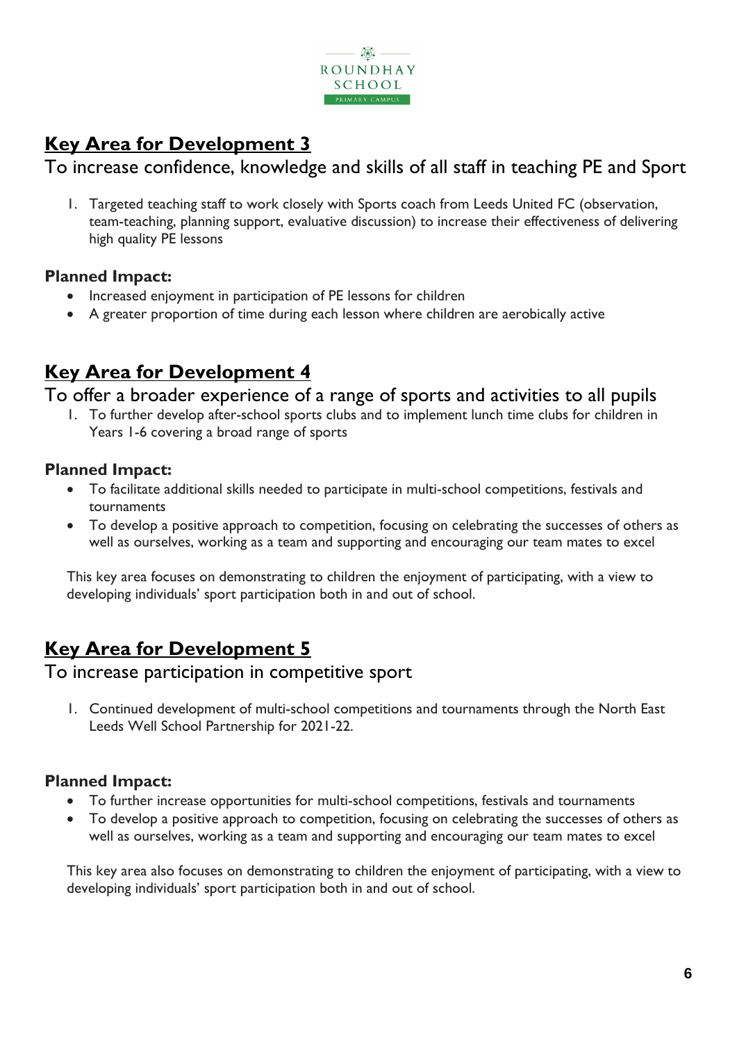## Key Area for Development 3

### To increase confidence, knowledge and skills of all staff in teaching PE and Sport

1. Targeted teaching staff to work closely with Sports coach from Leeds United FC (observation, team-teaching, planning support, evaluative discussion) to increase their effectiveness of delivering high quality PE lessons

**Planned Impact:**

- Increased enjoyment in participation of PE lessons for children
- A greater proportion of time during each lesson where children are aerobically active

## Key Area for Development 4

### To offer a broader experience of a range of sports and activities to all pupils

1. To further develop after-school sports clubs and to implement lunch time clubs for children in Years 1-6 covering a broad range of sports

**Planned Impact:**

- To facilitate additional skills needed to participate in multi-school competitions, festivals and tournaments
- To develop a positive approach to competition, focusing on celebrating the successes of others as well as ourselves, working as a team and supporting and encouraging our team mates to excel

This key area focuses on demonstrating to children the enjoyment of participating, with a view to developing individuals' sport participation both in and out of school.

## Key Area for Development 5

### To increase participation in competitive sport

1. Continued development of multi-school competitions and tournaments through the North East Leeds Well School Partnership for 2021-22.

**Planned Impact:**

- To further increase opportunities for multi-school competitions, festivals and tournaments
- To develop a positive approach to competition, focusing on celebrating the successes of others as well as ourselves, working as a team and supporting and encouraging our team mates to excel

This key area also focuses on demonstrating to children the enjoyment of participating, with a view to developing individuals' sport participation both in and out of school.